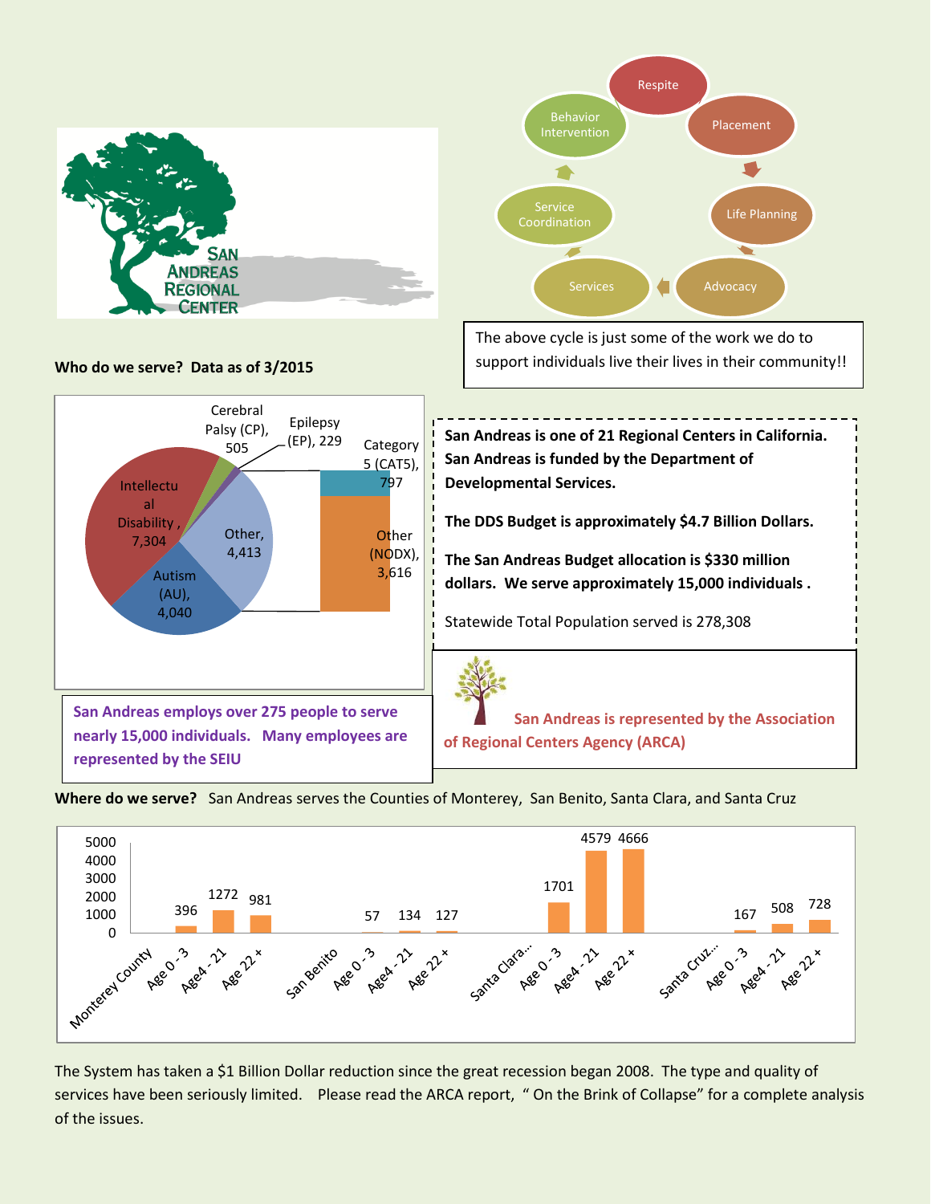SAN ANDREAS REGIONAL CENTER

Respite → Placement → Life Planning → Advocacy → Services → Service Coordination → Behavior Intervention

The above cycle is just some of the work we do to support individuals live their lives in their community!!

**Who do we serve? Data as of 3/2015**

| Category | Count |
| --- | --- |
| Intellectual Disability | 7,304 |
| Autism (AU) | 4,040 |
| Other | 4,413 |
| Cerebral Palsy (CP) | 505 |
| Epilepsy (EP) | 229 |
| Category 5 (CAT5) | 797 |
| Other (NODX) | 3,616 |

**San Andreas is one of 21 Regional Centers in California. San Andreas is funded by the Department of Developmental Services.**

**The DDS Budget is approximately $4.7 Billion Dollars.**

**The San Andreas Budget allocation is $330 million dollars. We serve approximately 15,000 individuals .**

Statewide Total Population served is 278,308

**San Andreas employs over 275 people to serve nearly 15,000 individuals. Many employees are represented by the SEIU**

**San Andreas is represented by the Association of Regional Centers Agency (ARCA)**

**Where do we serve?** San Andreas serves the Counties of Monterey, San Benito, Santa Clara, and Santa Cruz

| County | Age 0 - 3 | Age4 - 21 | Age 22 + |
| --- | --- | --- | --- |
| Monterey County | 396 | 1272 | 981 |
| San Benito | 57 | 134 | 127 |
| Santa Clara... | 1701 | 4579 | 4666 |
| Santa Cruz... | 167 | 508 | 728 |

The System has taken a $1 Billion Dollar reduction since the great recession began 2008. The type and quality of services have been seriously limited. Please read the ARCA report, " On the Brink of Collapse" for a complete analysis of the issues.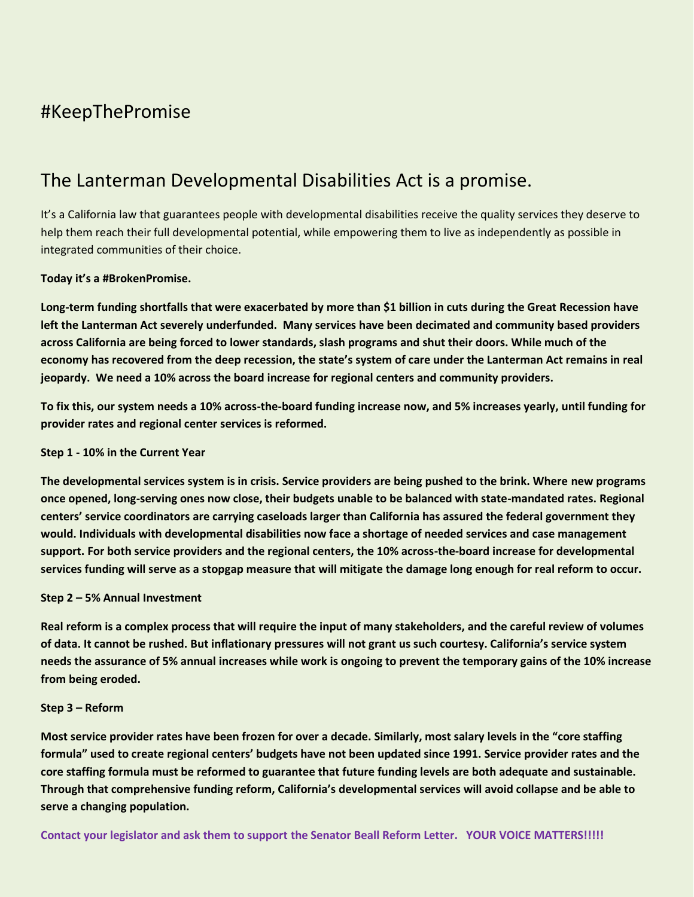# #KeepThePromise

## The Lanterman Developmental Disabilities Act is a promise.

It's a California law that guarantees people with developmental disabilities receive the quality services they deserve to help them reach their full developmental potential, while empowering them to live as independently as possible in integrated communities of their choice.

**Today it's a #BrokenPromise.**

**Long-term funding shortfalls that were exacerbated by more than $1 billion in cuts during the Great Recession have left the Lanterman Act severely underfunded. Many services have been decimated and community based providers across California are being forced to lower standards, slash programs and shut their doors. While much of the economy has recovered from the deep recession, the state's system of care under the Lanterman Act remains in real jeopardy. We need a 10% across the board increase for regional centers and community providers.**

**To fix this, our system needs a 10% across-the-board funding increase now, and 5% increases yearly, until funding for provider rates and regional center services is reformed.**

**Step 1 - 10% in the Current Year**

**The developmental services system is in crisis. Service providers are being pushed to the brink. Where new programs once opened, long-serving ones now close, their budgets unable to be balanced with state-mandated rates. Regional centers' service coordinators are carrying caseloads larger than California has assured the federal government they would. Individuals with developmental disabilities now face a shortage of needed services and case management support. For both service providers and the regional centers, the 10% across-the-board increase for developmental services funding will serve as a stopgap measure that will mitigate the damage long enough for real reform to occur.**

**Step 2 – 5% Annual Investment**

**Real reform is a complex process that will require the input of many stakeholders, and the careful review of volumes of data. It cannot be rushed. But inflationary pressures will not grant us such courtesy. California's service system needs the assurance of 5% annual increases while work is ongoing to prevent the temporary gains of the 10% increase from being eroded.**

**Step 3 – Reform**

**Most service provider rates have been frozen for over a decade. Similarly, most salary levels in the "core staffing formula" used to create regional centers' budgets have not been updated since 1991. Service provider rates and the core staffing formula must be reformed to guarantee that future funding levels are both adequate and sustainable. Through that comprehensive funding reform, California's developmental services will avoid collapse and be able to serve a changing population.**

**Contact your legislator and ask them to support the Senator Beall Reform Letter. YOUR VOICE MATTERS!!!!!**